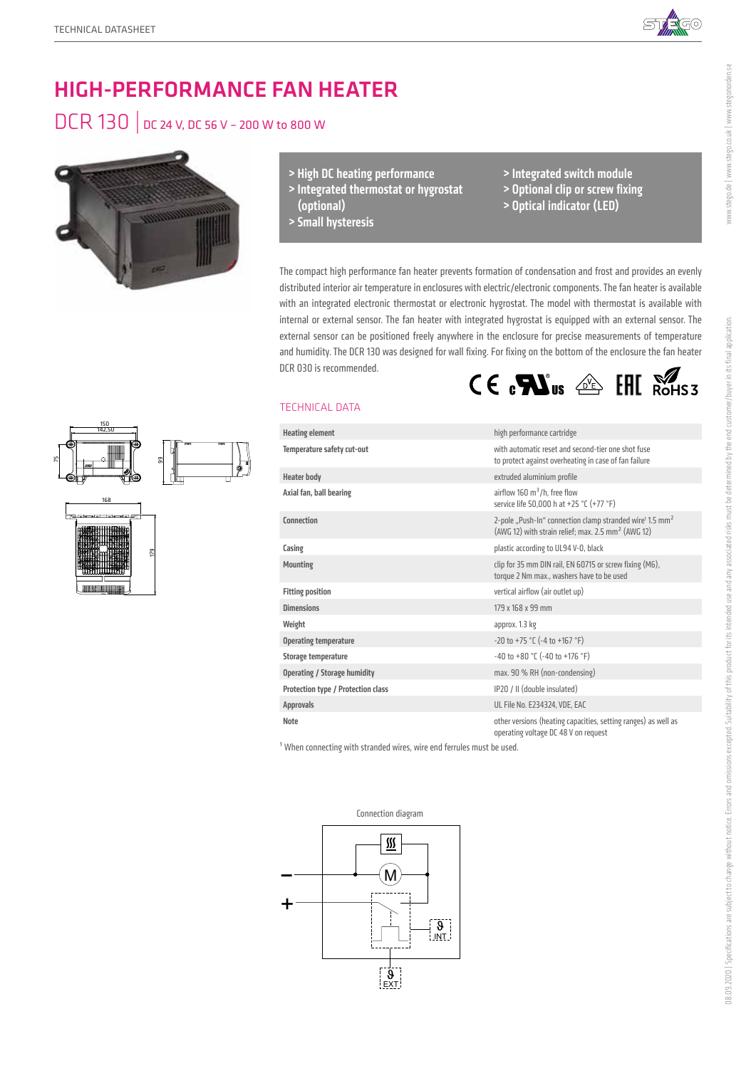# HIGH-PERFORMANCE FAN HEATER

## DCR 130 | DC 24 V, DC 56 V – 200 W to 800 W

- > High DC heating performance
- > Integrated thermostat or hygrostat (optional)
- > Small hysteresis
- > Integrated switch module
- > Optional clip or screw fixing
- > Optical indicator (LED)

The compact high performance fan heater prevents formation of condensation and frost and provides an evenly distributed interior air temperature in enclosures with electric/electronic components. The fan heater is available with an integrated electronic thermostat or electronic hygrostat. The model with thermostat is available with internal or external sensor. The fan heater with integrated hygrostat is equipped with an external sensor. The external sensor can be positioned freely anywhere in the enclosure for precise measurements of temperature and humidity. The DCR 130 was designed for wall fixing. For fixing on the bottom of the enclosure the fan heater DCR 030 is recommended.

### TECHNICAL DATA

| | |
|---|---|
| **Heating element** | high performance cartridge |
| **Temperature safety cut-out** | with automatic reset and second-tier one shot fuse to protect against overheating in case of fan failure |
| **Heater body** | extruded aluminium profile |
| **Axial fan, ball bearing** | airflow 160 m³/h, free flow<br>service life 50,000 h at +25 °C (+77 °F) |
| **Connection** | 2-pole „Push-In" connection clamp stranded wire[1] 1.5 mm² (AWG 12) with strain relief; max. 2.5 mm² (AWG 12) |
| **Casing** | plastic according to UL94 V-0, black |
| **Mounting** | clip for 35 mm DIN rail, EN 60715 or screw fixing (M6), torque 2 Nm max., washers have to be used |
| **Fitting position** | vertical airflow (air outlet up) |
| **Dimensions** | 179 x 168 x 99 mm |
| **Weight** | approx. 1.3 kg |
| **Operating temperature** | -20 to +75 °C (-4 to +167 °F) |
| **Storage temperature** | -40 to +80 °C (-40 to +176 °F) |
| **Operating / Storage humidity** | max. 90 % RH (non-condensing) |
| **Protection type / Protection class** | IP20 / II (double insulated) |
| **Approvals** | UL File No. E234324, VDE, EAC |
| **Note** | other versions (heating capacities, setting ranges) as well as operating voltage DC 48 V on request |

[1] When connecting with stranded wires, wire end ferrules must be used.

Connection diagram

08.09.2020 | Specifications are subject to change without notice. Errors and omissions excepted. Suitability of this product for its intended use and any associated risks must be determined by the end customer/buyer in its final application.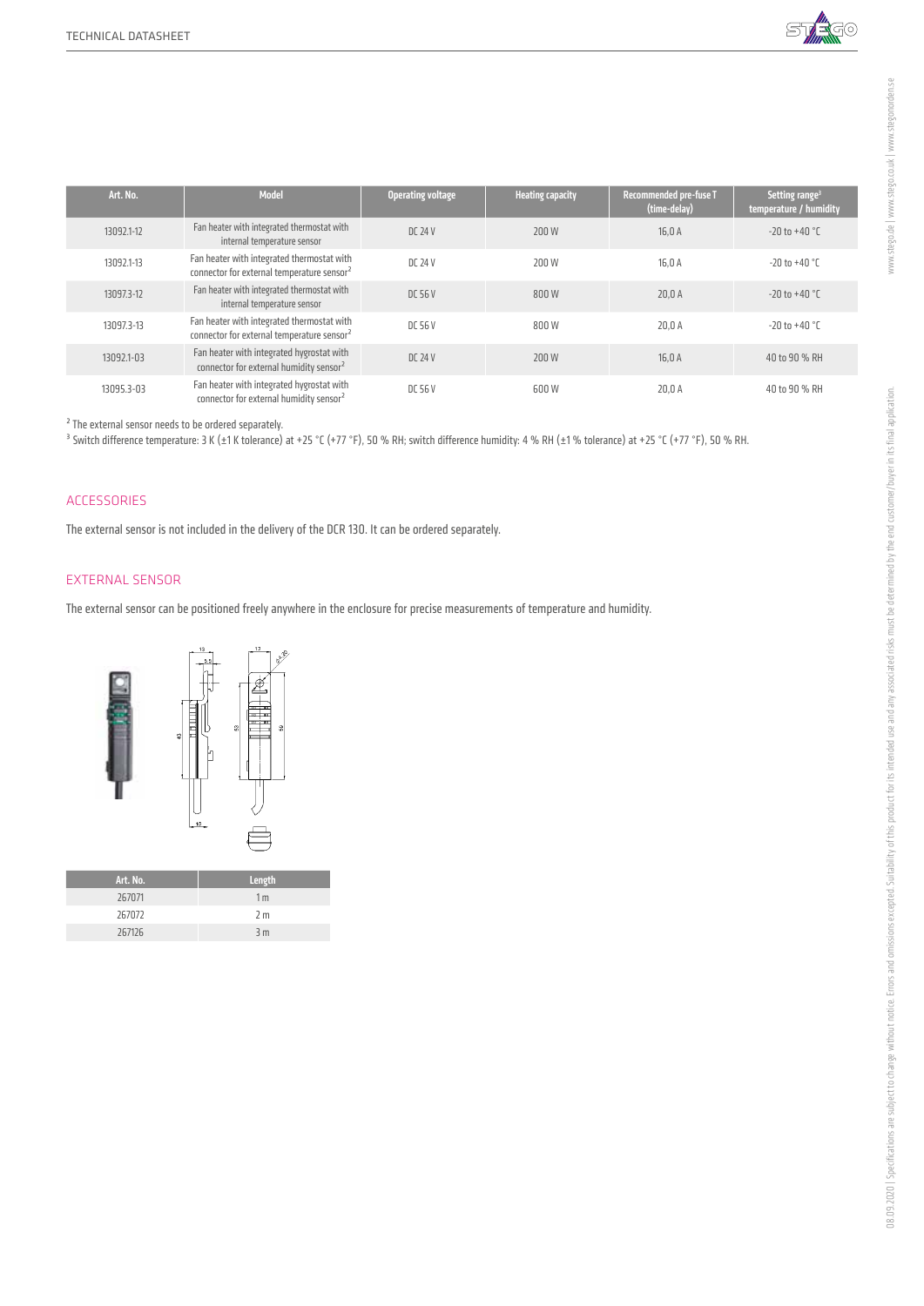| Art. No. | Model | Operating voltage | Heating capacity | Recommended pre-fuse T (time-delay) | Setting range[3] temperature / humidity |
|---|---|---|---|---|---|
| 13092.1-12 | Fan heater with integrated thermostat with internal temperature sensor | DC 24 V | 200 W | 16,0 A | -20 to +40 °C |
| 13092.1-13 | Fan heater with integrated thermostat with connector for external temperature sensor[2] | DC 24 V | 200 W | 16,0 A | -20 to +40 °C |
| 13097.3-12 | Fan heater with integrated thermostat with internal temperature sensor | DC 56 V | 800 W | 20,0 A | -20 to +40 °C |
| 13097.3-13 | Fan heater with integrated thermostat with connector for external temperature sensor[2] | DC 56 V | 800 W | 20,0 A | -20 to +40 °C |
| 13092.1-03 | Fan heater with integrated hygrostat with connector for external humidity sensor[2] | DC 24 V | 200 W | 16,0 A | 40 to 90 % RH |
| 13095.3-03 | Fan heater with integrated hygrostat with connector for external humidity sensor[2] | DC 56 V | 600 W | 20,0 A | 40 to 90 % RH |

[2] The external sensor needs to be ordered separately.

[3] Switch difference temperature: 3 K (±1 K tolerance) at +25 °C (+77 °F), 50 % RH; switch difference humidity: 4 % RH (±1 % tolerance) at +25 °C (+77 °F), 50 % RH.

## ACCESSORIES

The external sensor is not included in the delivery of the DCR 130. It can be ordered separately.

## EXTERNAL SENSOR

The external sensor can be positioned freely anywhere in the enclosure for precise measurements of temperature and humidity.

| Art. No. | Length |
|---|---|
| 267071 | 1 m |
| 267072 | 2 m |
| 267126 | 3 m |